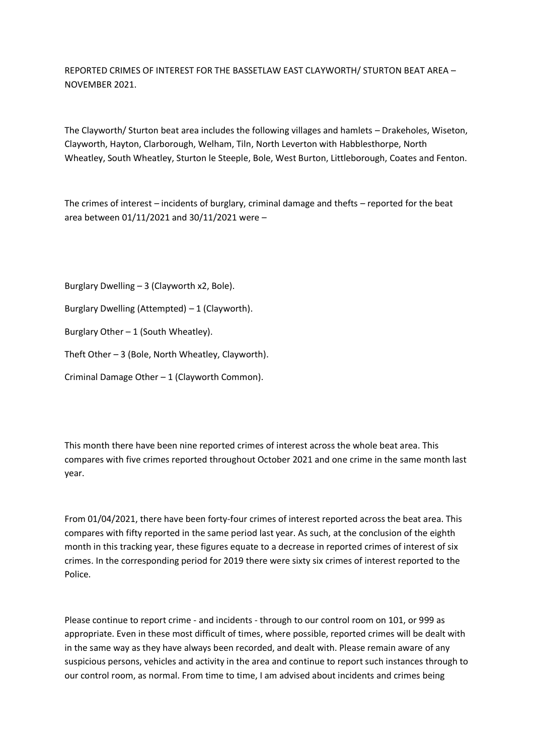# REPORTED CRIMES OF INTEREST FOR THE BASSETLAW EAST CLAYWORTH/ STURTON BEAT AREA – NOVEMBER 2021.

The Clayworth/ Sturton beat area includes the following villages and hamlets – Drakeholes, Wiseton, Clayworth, Hayton, Clarborough, Welham, Tiln, North Leverton with Habblesthorpe, North Wheatley, South Wheatley, Sturton le Steeple, Bole, West Burton, Littleborough, Coates and Fenton.

The crimes of interest – incidents of burglary, criminal damage and thefts – reported for the beat area between 01/11/2021 and 30/11/2021 were –

Burglary Dwelling – 3 (Clayworth x2, Bole).

Burglary Dwelling (Attempted) – 1 (Clayworth).

Burglary Other – 1 (South Wheatley).

Theft Other – 3 (Bole, North Wheatley, Clayworth).

Criminal Damage Other – 1 (Clayworth Common).

This month there have been nine reported crimes of interest across the whole beat area. This compares with five crimes reported throughout October 2021 and one crime in the same month last year.

From 01/04/2021, there have been forty-four crimes of interest reported across the beat area. This compares with fifty reported in the same period last year. As such, at the conclusion of the eighth month in this tracking year, these figures equate to a decrease in reported crimes of interest of six crimes. In the corresponding period for 2019 there were sixty six crimes of interest reported to the Police.

Please continue to report crime - and incidents - through to our control room on 101, or 999 as appropriate. Even in these most difficult of times, where possible, reported crimes will be dealt with in the same way as they have always been recorded, and dealt with. Please remain aware of any suspicious persons, vehicles and activity in the area and continue to report such instances through to our control room, as normal. From time to time, I am advised about incidents and crimes being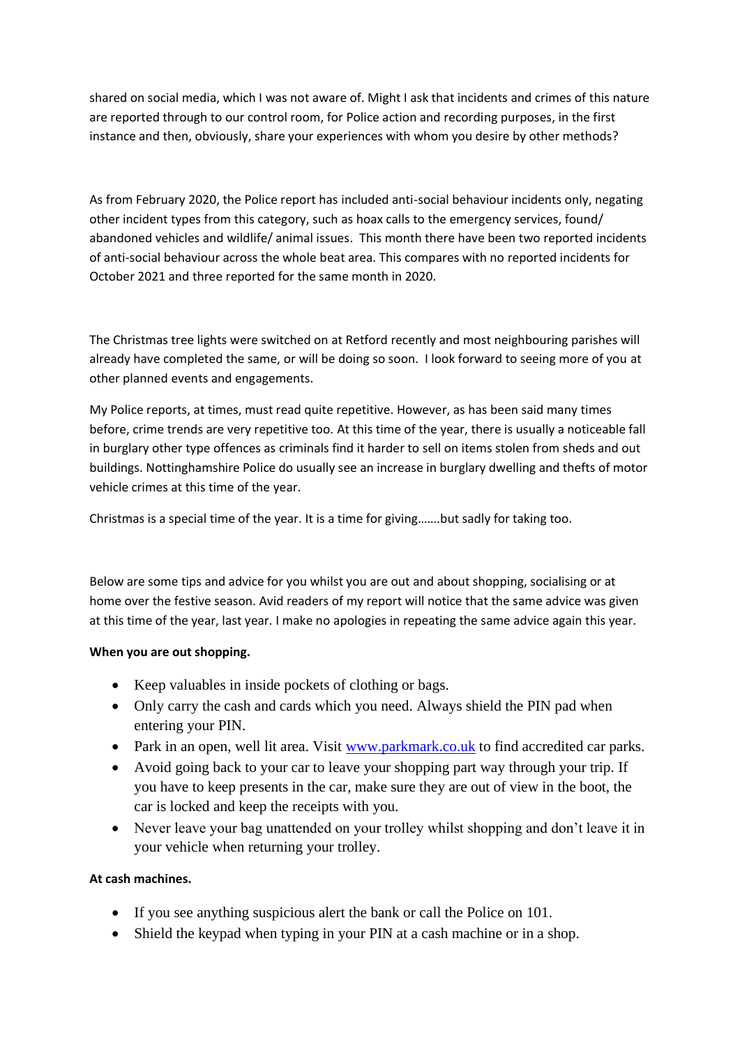shared on social media, which I was not aware of. Might I ask that incidents and crimes of this nature are reported through to our control room, for Police action and recording purposes, in the first instance and then, obviously, share your experiences with whom you desire by other methods?

As from February 2020, the Police report has included anti-social behaviour incidents only, negating other incident types from this category, such as hoax calls to the emergency services, found/ abandoned vehicles and wildlife/ animal issues. This month there have been two reported incidents of anti-social behaviour across the whole beat area. This compares with no reported incidents for October 2021 and three reported for the same month in 2020.

The Christmas tree lights were switched on at Retford recently and most neighbouring parishes will already have completed the same, or will be doing so soon. I look forward to seeing more of you at other planned events and engagements.

My Police reports, at times, must read quite repetitive. However, as has been said many times before, crime trends are very repetitive too. At this time of the year, there is usually a noticeable fall in burglary other type offences as criminals find it harder to sell on items stolen from sheds and out buildings. Nottinghamshire Police do usually see an increase in burglary dwelling and thefts of motor vehicle crimes at this time of the year.

Christmas is a special time of the year. It is a time for giving…….but sadly for taking too.

Below are some tips and advice for you whilst you are out and about shopping, socialising or at home over the festive season. Avid readers of my report will notice that the same advice was given at this time of the year, last year. I make no apologies in repeating the same advice again this year.

**When you are out shopping.**

- Keep valuables in inside pockets of clothing or bags.
- Only carry the cash and cards which you need. Always shield the PIN pad when entering your PIN.
- Park in an open, well lit area. Visit [www.parkmark.co.uk](http://www.parkmark.co.uk) to find accredited car parks.
- Avoid going back to your car to leave your shopping part way through your trip. If you have to keep presents in the car, make sure they are out of view in the boot, the car is locked and keep the receipts with you.
- Never leave your bag unattended on your trolley whilst shopping and don't leave it in your vehicle when returning your trolley.

**At cash machines.**

- If you see anything suspicious alert the bank or call the Police on 101.
- Shield the keypad when typing in your PIN at a cash machine or in a shop.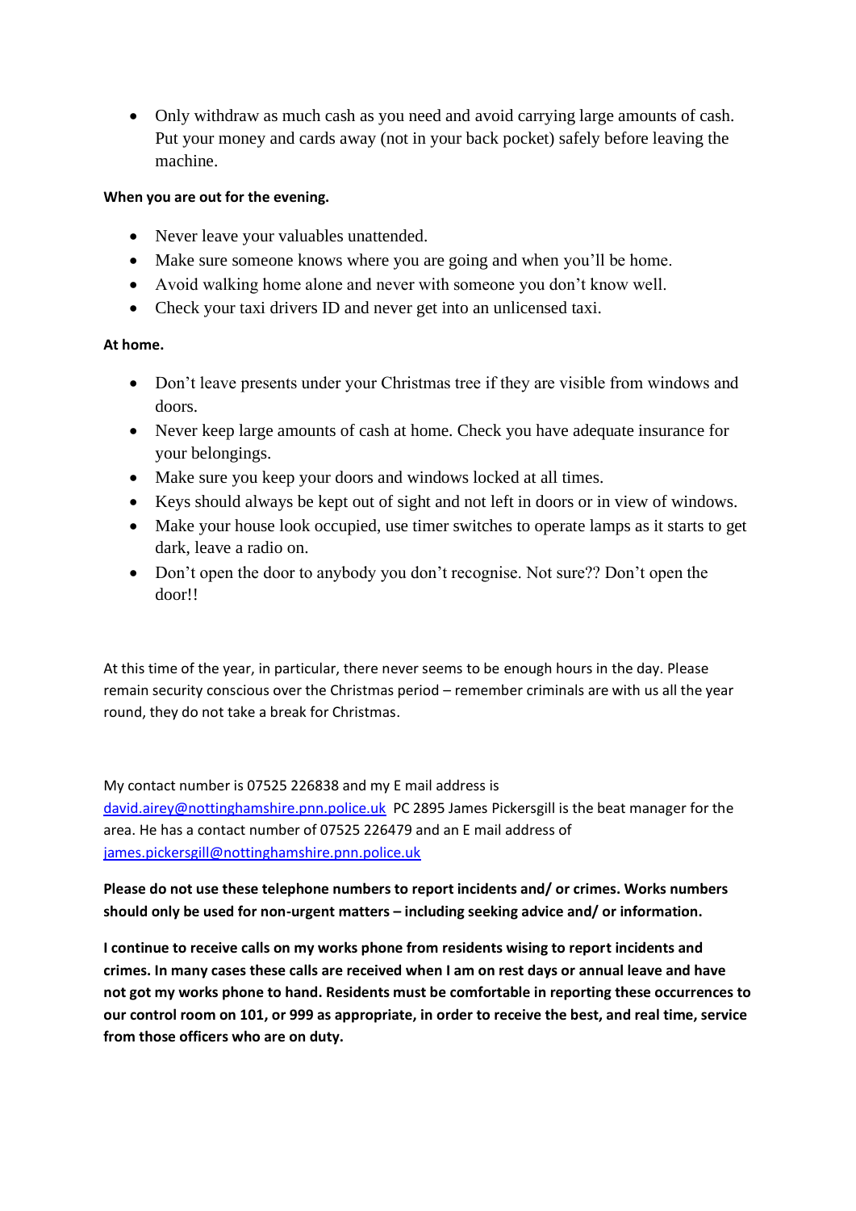- Only withdraw as much cash as you need and avoid carrying large amounts of cash. Put your money and cards away (not in your back pocket) safely before leaving the machine.

**When you are out for the evening.**

- Never leave your valuables unattended.
- Make sure someone knows where you are going and when you'll be home.
- Avoid walking home alone and never with someone you don't know well.
- Check your taxi drivers ID and never get into an unlicensed taxi.

**At home.**

- Don't leave presents under your Christmas tree if they are visible from windows and doors.
- Never keep large amounts of cash at home. Check you have adequate insurance for your belongings.
- Make sure you keep your doors and windows locked at all times.
- Keys should always be kept out of sight and not left in doors or in view of windows.
- Make your house look occupied, use timer switches to operate lamps as it starts to get dark, leave a radio on.
- Don't open the door to anybody you don't recognise. Not sure?? Don't open the door!!

At this time of the year, in particular, there never seems to be enough hours in the day. Please remain security conscious over the Christmas period – remember criminals are with us all the year round, they do not take a break for Christmas.

My contact number is 07525 226838 and my E mail address is david.airey@nottinghamshire.pnn.police.uk PC 2895 James Pickersgill is the beat manager for the area. He has a contact number of 07525 226479 and an E mail address of james.pickersgill@nottinghamshire.pnn.police.uk

**Please do not use these telephone numbers to report incidents and/ or crimes. Works numbers should only be used for non-urgent matters – including seeking advice and/ or information.**

**I continue to receive calls on my works phone from residents wising to report incidents and crimes. In many cases these calls are received when I am on rest days or annual leave and have not got my works phone to hand. Residents must be comfortable in reporting these occurrences to our control room on 101, or 999 as appropriate, in order to receive the best, and real time, service from those officers who are on duty.**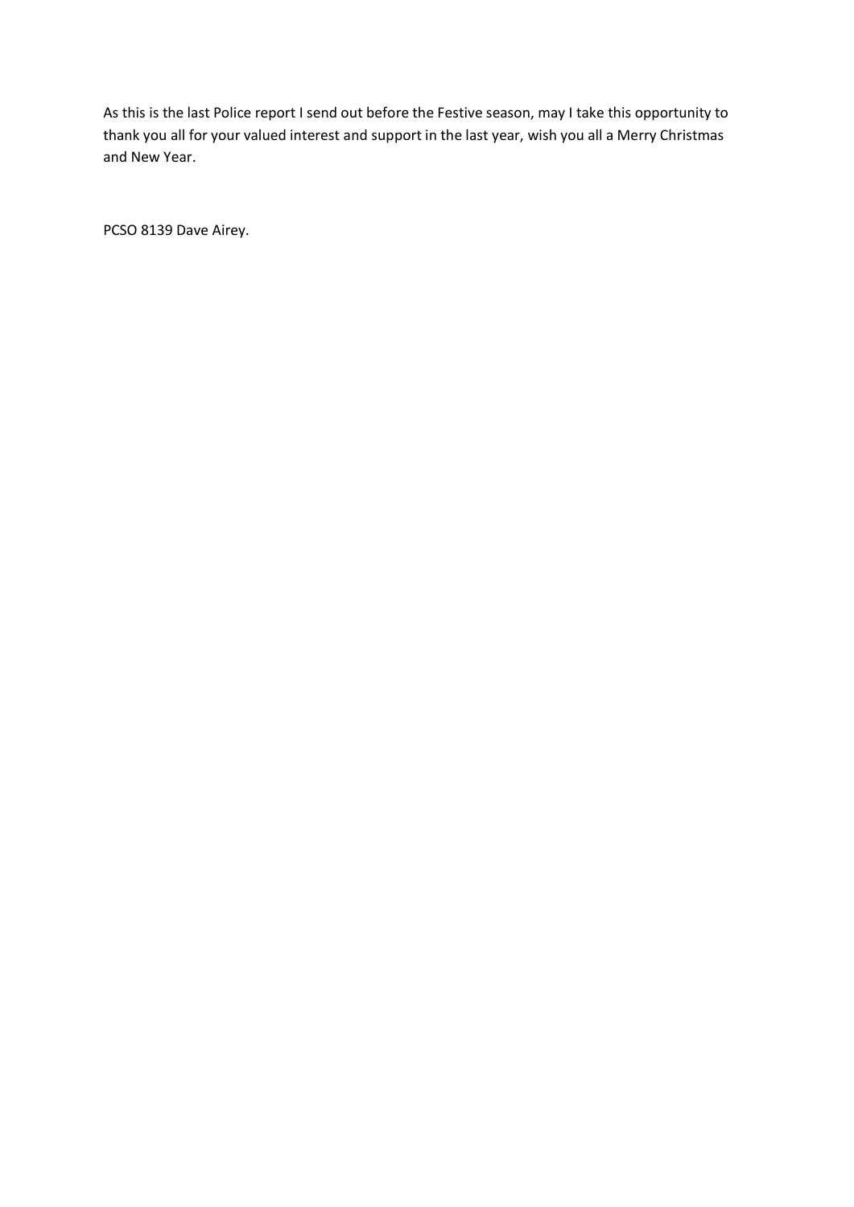As this is the last Police report I send out before the Festive season, may I take this opportunity to thank you all for your valued interest and support in the last year, wish you all a Merry Christmas and New Year.

PCSO 8139 Dave Airey.